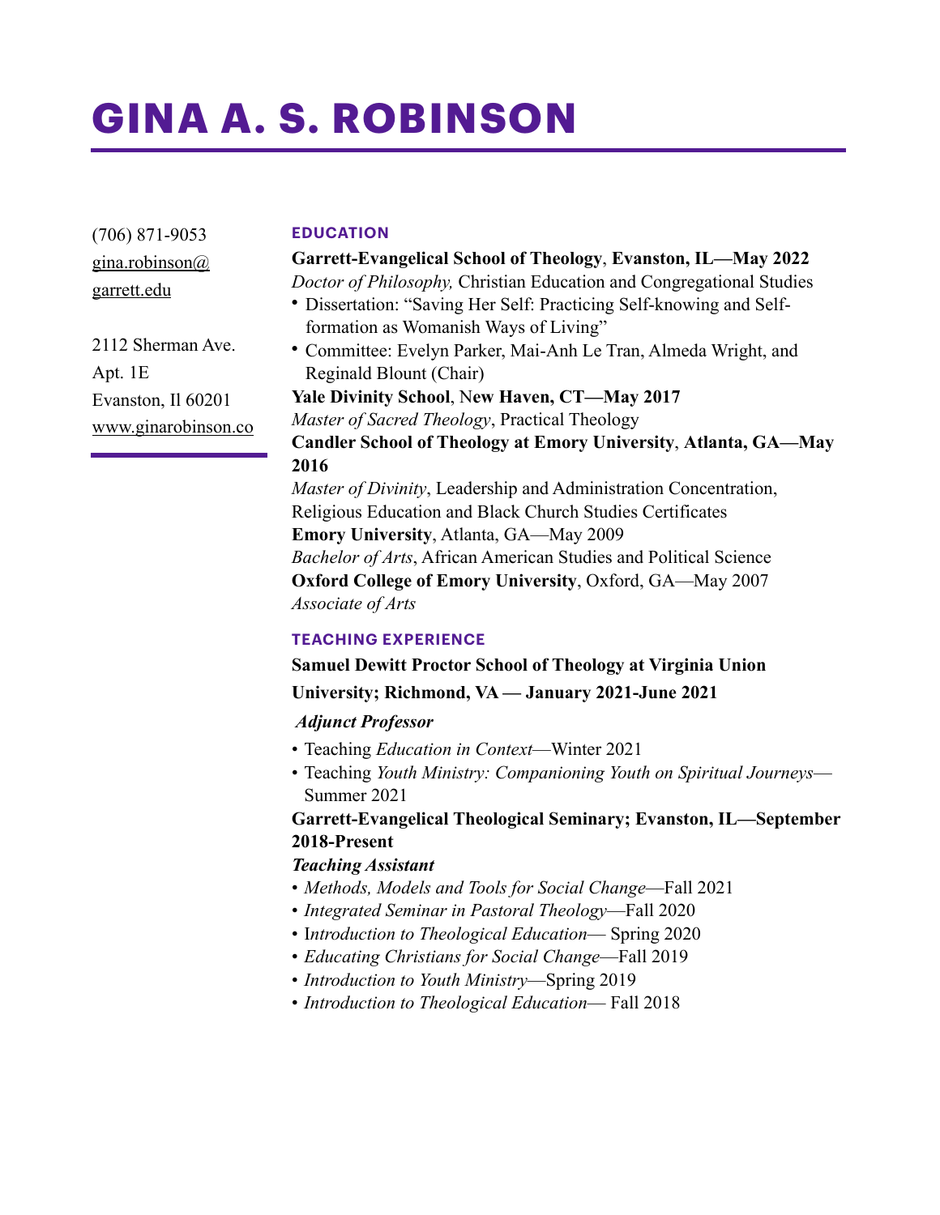# GINA A. S. ROBINSON

(706) 871-9053
gina.robinson@garrett.edu

2112 Sherman Ave.
Apt. 1E
Evanston, Il 60201
www.ginarobinson.co

## EDUCATION

**Garrett-Evangelical School of Theology**, **Evanston, IL—May 2022**
*Doctor of Philosophy,* Christian Education and Congregational Studies

- Dissertation: "Saving Her Self: Practicing Self-knowing and Self-formation as Womanish Ways of Living"
- Committee: Evelyn Parker, Mai-Anh Le Tran, Almeda Wright, and Reginald Blount (Chair)

**Yale Divinity School**, **New Haven, CT—May 2017**
*Master of Sacred Theology*, Practical Theology

**Candler School of Theology at Emory University**, **Atlanta, GA—May 2016**
*Master of Divinity*, Leadership and Administration Concentration, Religious Education and Black Church Studies Certificates

**Emory University**, Atlanta, GA—May 2009
*Bachelor of Arts*, African American Studies and Political Science

**Oxford College of Emory University**, Oxford, GA—May 2007
*Associate of Arts*

## TEACHING EXPERIENCE

**Samuel Dewitt Proctor School of Theology at Virginia Union University; Richmond, VA — January 2021-June 2021**

***Adjunct Professor***

- Teaching *Education in Context*—Winter 2021
- Teaching *Youth Ministry: Companioning Youth on Spiritual Journeys*—Summer 2021

**Garrett-Evangelical Theological Seminary; Evanston, IL—September 2018-Present**

***Teaching Assistant***

- *Methods, Models and Tools for Social Change*—Fall 2021
- *Integrated Seminar in Pastoral Theology*—Fall 2020
- *Introduction to Theological Education*— Spring 2020
- *Educating Christians for Social Change*—Fall 2019
- *Introduction to Youth Ministry*—Spring 2019
- *Introduction to Theological Education*— Fall 2018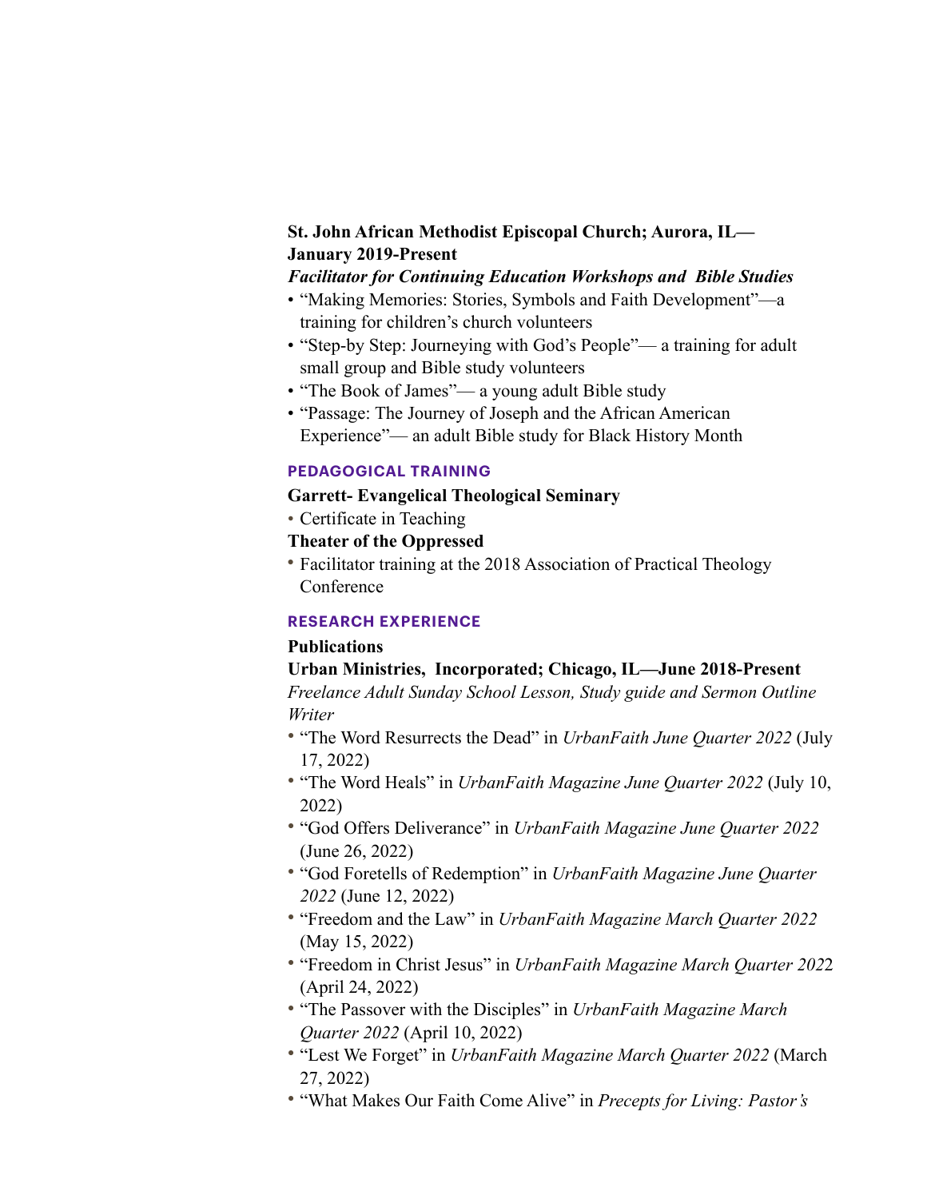**St. John African Methodist Episcopal Church; Aurora, IL—January 2019-Present**

***Facilitator for Continuing Education Workshops and Bible Studies***

- "Making Memories: Stories, Symbols and Faith Development"—a training for children's church volunteers
- "Step-by Step: Journeying with God's People"— a training for adult small group and Bible study volunteers
- "The Book of James"— a young adult Bible study
- "Passage: The Journey of Joseph and the African American Experience"— an adult Bible study for Black History Month

## PEDAGOGICAL TRAINING

**Garrett- Evangelical Theological Seminary**

- Certificate in Teaching

**Theater of the Oppressed**

- Facilitator training at the 2018 Association of Practical Theology Conference

## RESEARCH EXPERIENCE

**Publications**

**Urban Ministries, Incorporated; Chicago, IL—June 2018-Present**

*Freelance Adult Sunday School Lesson, Study guide and Sermon Outline Writer*

- "The Word Resurrects the Dead" in *UrbanFaith June Quarter 2022* (July 17, 2022)
- "The Word Heals" in *UrbanFaith Magazine June Quarter 2022* (July 10, 2022)
- "God Offers Deliverance" in *UrbanFaith Magazine June Quarter 2022* (June 26, 2022)
- "God Foretells of Redemption" in *UrbanFaith Magazine June Quarter 2022* (June 12, 2022)
- "Freedom and the Law" in *UrbanFaith Magazine March Quarter 2022* (May 15, 2022)
- "Freedom in Christ Jesus" in *UrbanFaith Magazine March Quarter 2022* (April 24, 2022)
- "The Passover with the Disciples" in *UrbanFaith Magazine March Quarter 2022* (April 10, 2022)
- "Lest We Forget" in *UrbanFaith Magazine March Quarter 2022* (March 27, 2022)
- "What Makes Our Faith Come Alive" in *Precepts for Living: Pastor's*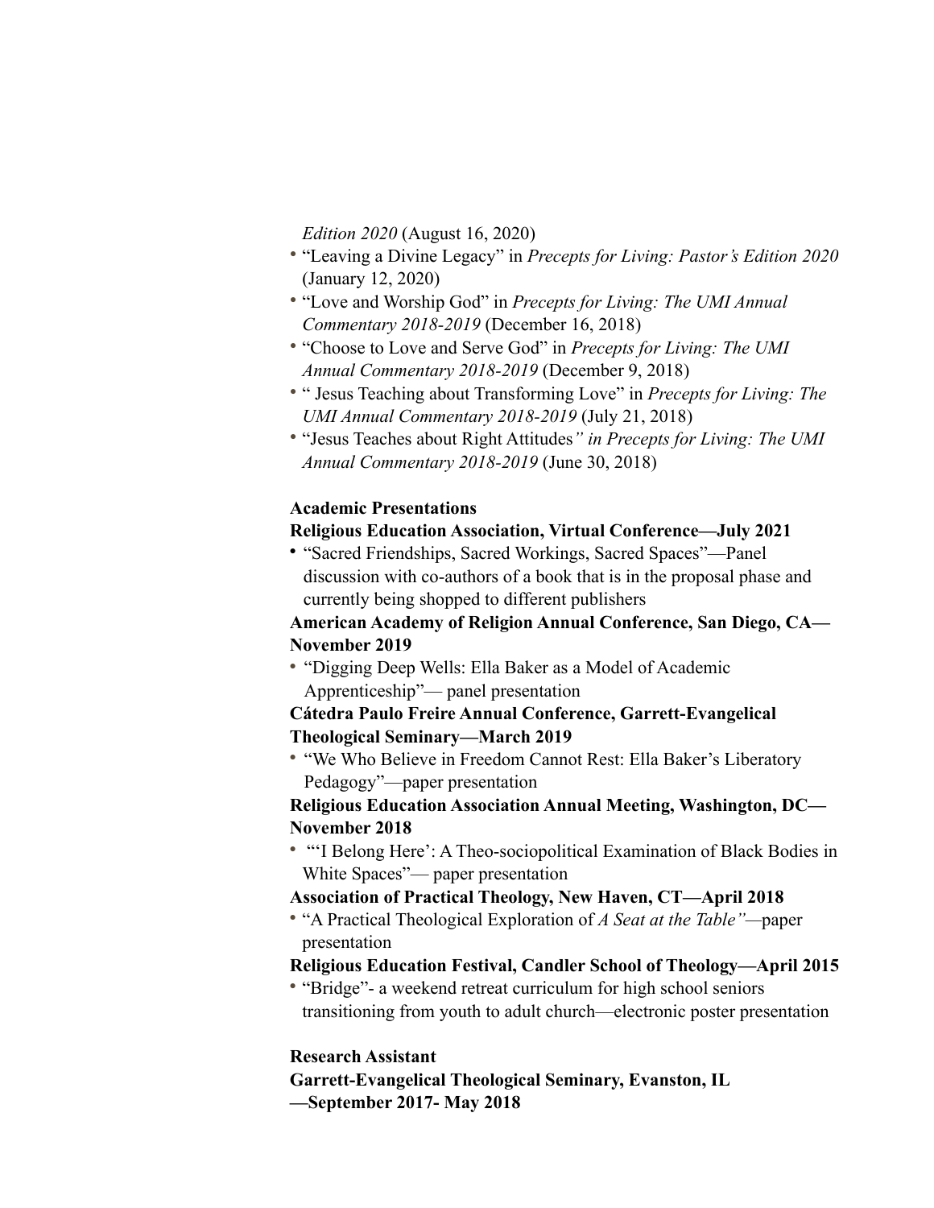*Edition 2020* (August 16, 2020)

- "Leaving a Divine Legacy" in *Precepts for Living: Pastor's Edition 2020* (January 12, 2020)
- "Love and Worship God" in *Precepts for Living: The UMI Annual Commentary 2018-2019* (December 16, 2018)
- "Choose to Love and Serve God" in *Precepts for Living: The UMI Annual Commentary 2018-2019* (December 9, 2018)
- " Jesus Teaching about Transforming Love" in *Precepts for Living: The UMI Annual Commentary 2018-2019* (July 21, 2018)
- "Jesus Teaches about Right Attitudes*" in Precepts for Living: The UMI Annual Commentary 2018-2019* (June 30, 2018)

**Academic Presentations**

**Religious Education Association, Virtual Conference—July 2021**

- "Sacred Friendships, Sacred Workings, Sacred Spaces"—Panel discussion with co-authors of a book that is in the proposal phase and currently being shopped to different publishers

**American Academy of Religion Annual Conference, San Diego, CA—November 2019**

- "Digging Deep Wells: Ella Baker as a Model of Academic Apprenticeship"— panel presentation

**Cátedra Paulo Freire Annual Conference, Garrett-Evangelical Theological Seminary—March 2019**

- "We Who Believe in Freedom Cannot Rest: Ella Baker's Liberatory Pedagogy"—paper presentation

**Religious Education Association Annual Meeting, Washington, DC—November 2018**

- "'I Belong Here': A Theo-sociopolitical Examination of Black Bodies in White Spaces"— paper presentation

**Association of Practical Theology, New Haven, CT—April 2018**

- "A Practical Theological Exploration of *A Seat at the Table"*—paper presentation

**Religious Education Festival, Candler School of Theology—April 2015**

- "Bridge"- a weekend retreat curriculum for high school seniors transitioning from youth to adult church—electronic poster presentation

**Research Assistant**

**Garrett-Evangelical Theological Seminary, Evanston, IL —September 2017- May 2018**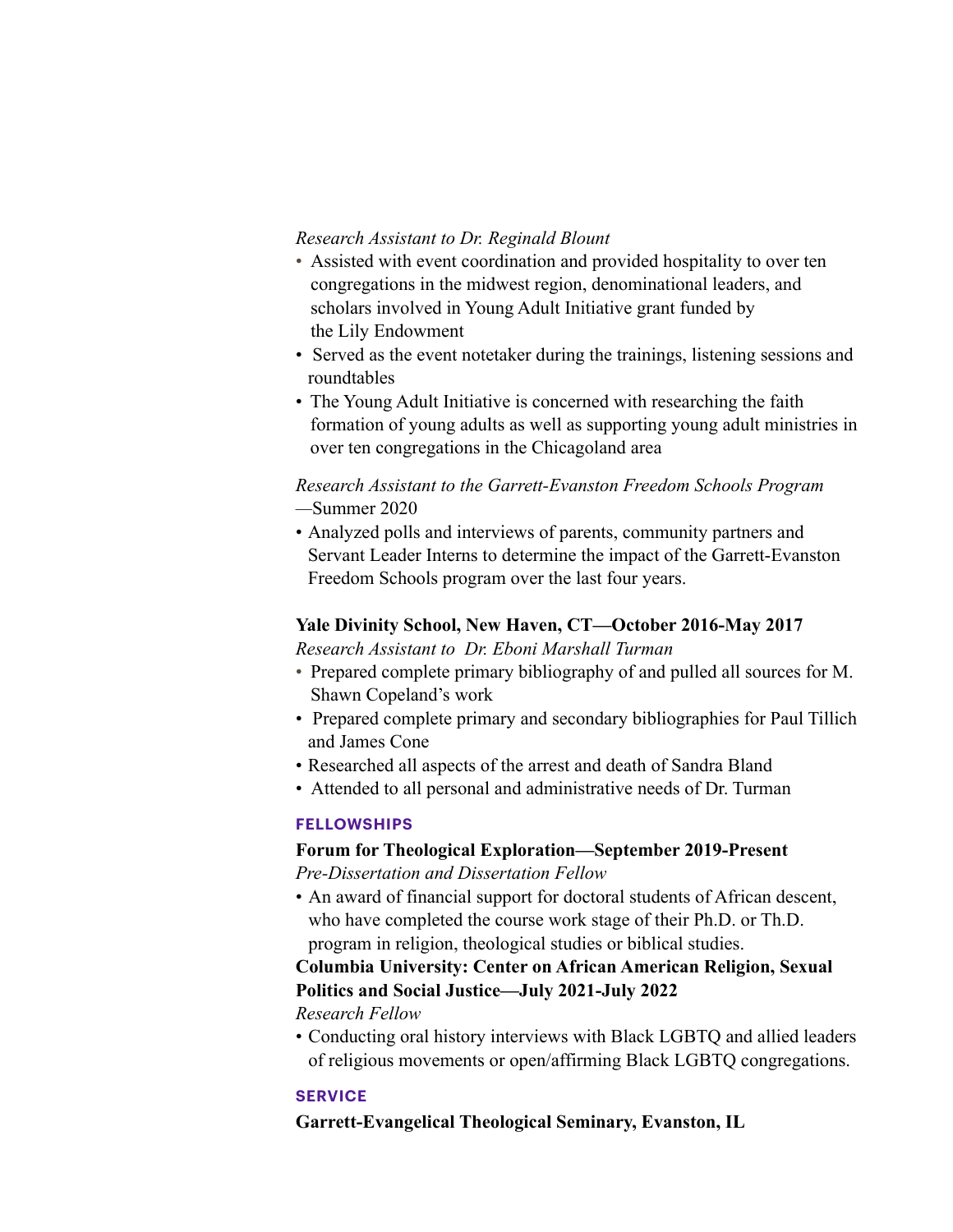*Research Assistant to Dr. Reginald Blount*

- Assisted with event coordination and provided hospitality to over ten congregations in the midwest region, denominational leaders, and scholars involved in Young Adult Initiative grant funded by the Lily Endowment
- Served as the event notetaker during the trainings, listening sessions and roundtables
- The Young Adult Initiative is concerned with researching the faith formation of young adults as well as supporting young adult ministries in over ten congregations in the Chicagoland area

*Research Assistant to the Garrett-Evanston Freedom Schools Program* —Summer 2020

- Analyzed polls and interviews of parents, community partners and Servant Leader Interns to determine the impact of the Garrett-Evanston Freedom Schools program over the last four years.

**Yale Divinity School, New Haven, CT—October 2016-May 2017**

*Research Assistant to Dr. Eboni Marshall Turman*

- Prepared complete primary bibliography of and pulled all sources for M. Shawn Copeland's work
- Prepared complete primary and secondary bibliographies for Paul Tillich and James Cone
- Researched all aspects of the arrest and death of Sandra Bland
- Attended to all personal and administrative needs of Dr. Turman

## FELLOWSHIPS

**Forum for Theological Exploration—September 2019-Present**

*Pre-Dissertation and Dissertation Fellow*

- An award of financial support for doctoral students of African descent, who have completed the course work stage of their Ph.D. or Th.D. program in religion, theological studies or biblical studies.

**Columbia University: Center on African American Religion, Sexual Politics and Social Justice—July 2021-July 2022**

*Research Fellow*

- Conducting oral history interviews with Black LGBTQ and allied leaders of religious movements or open/affirming Black LGBTQ congregations.

## SERVICE

**Garrett-Evangelical Theological Seminary, Evanston, IL**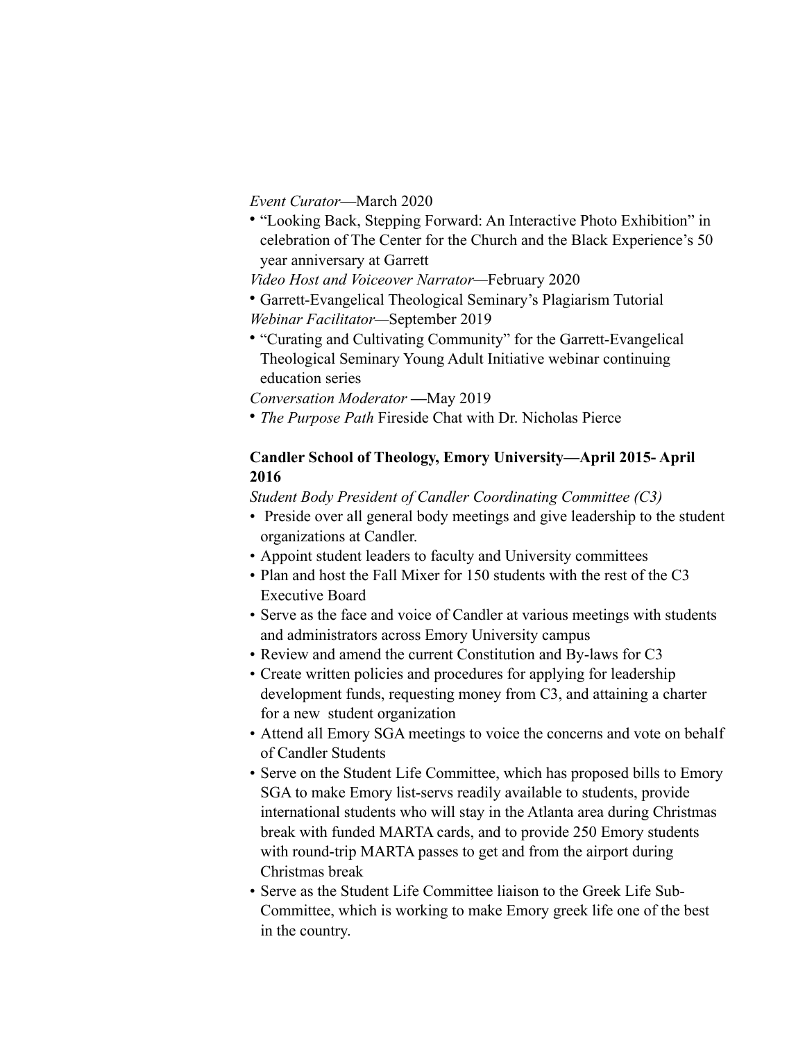*Event Curator*—March 2020

- "Looking Back, Stepping Forward: An Interactive Photo Exhibition" in celebration of The Center for the Church and the Black Experience's 50 year anniversary at Garrett

*Video Host and Voiceover Narrator*—February 2020

- Garrett-Evangelical Theological Seminary's Plagiarism Tutorial

*Webinar Facilitator*—September 2019

- "Curating and Cultivating Community" for the Garrett-Evangelical Theological Seminary Young Adult Initiative webinar continuing education series

*Conversation Moderator* —May 2019

- *The Purpose Path* Fireside Chat with Dr. Nicholas Pierce

**Candler School of Theology, Emory University—April 2015- April 2016**

*Student Body President of Candler Coordinating Committee (C3)*

- Preside over all general body meetings and give leadership to the student organizations at Candler.
- Appoint student leaders to faculty and University committees
- Plan and host the Fall Mixer for 150 students with the rest of the C3 Executive Board
- Serve as the face and voice of Candler at various meetings with students and administrators across Emory University campus
- Review and amend the current Constitution and By-laws for C3
- Create written policies and procedures for applying for leadership development funds, requesting money from C3, and attaining a charter for a new student organization
- Attend all Emory SGA meetings to voice the concerns and vote on behalf of Candler Students
- Serve on the Student Life Committee, which has proposed bills to Emory SGA to make Emory list-servs readily available to students, provide international students who will stay in the Atlanta area during Christmas break with funded MARTA cards, and to provide 250 Emory students with round-trip MARTA passes to get and from the airport during Christmas break
- Serve as the Student Life Committee liaison to the Greek Life Sub-Committee, which is working to make Emory greek life one of the best in the country.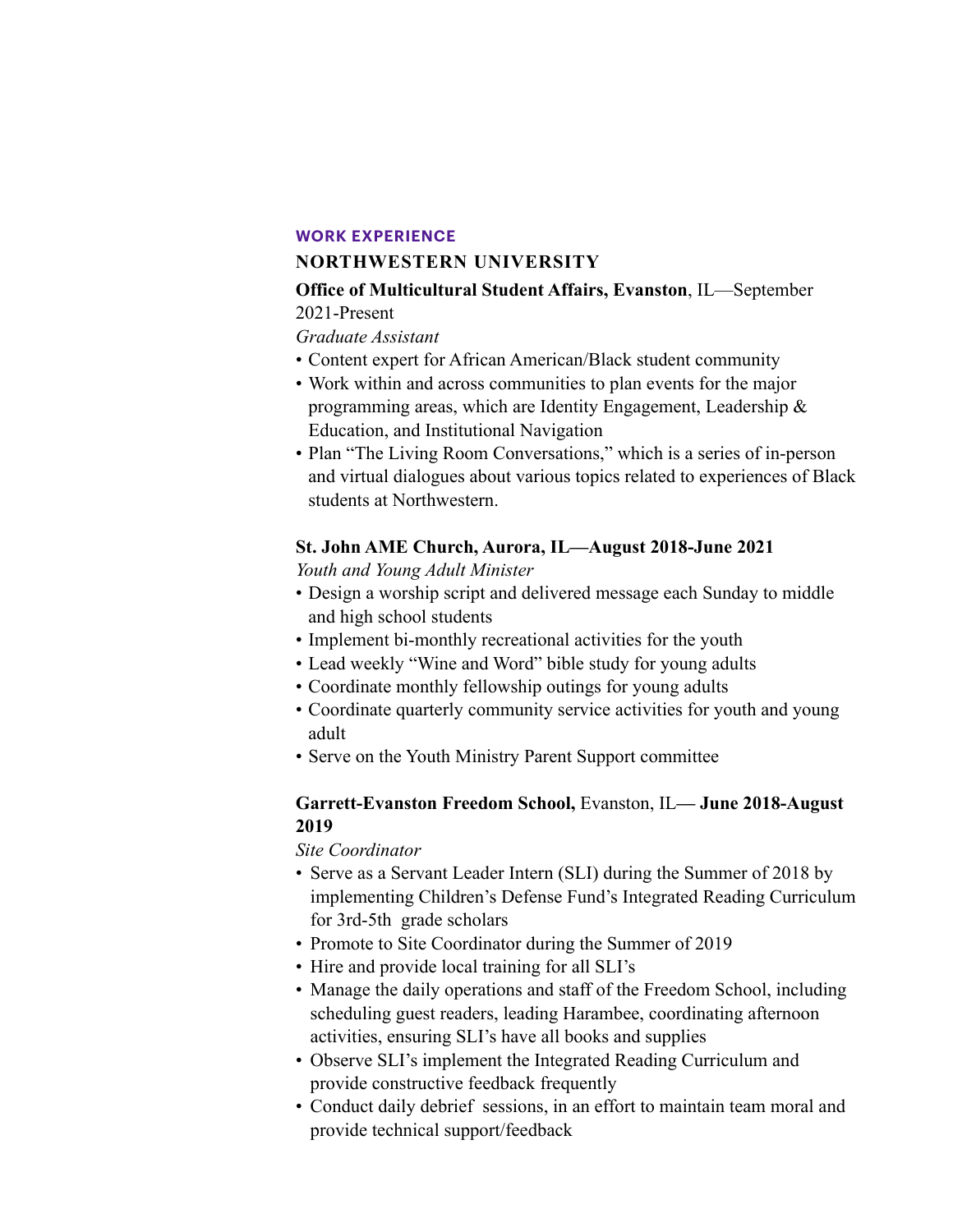## WORK EXPERIENCE

### NORTHWESTERN UNIVERSITY

**Office of Multicultural Student Affairs, Evanston**, IL—September 2021-Present

*Graduate Assistant*

- Content expert for African American/Black student community
- Work within and across communities to plan events for the major programming areas, which are Identity Engagement, Leadership & Education, and Institutional Navigation
- Plan "The Living Room Conversations," which is a series of in-person and virtual dialogues about various topics related to experiences of Black students at Northwestern.

**St. John AME Church, Aurora, IL—August 2018-June 2021**

*Youth and Young Adult Minister*

- Design a worship script and delivered message each Sunday to middle and high school students
- Implement bi-monthly recreational activities for the youth
- Lead weekly "Wine and Word" bible study for young adults
- Coordinate monthly fellowship outings for young adults
- Coordinate quarterly community service activities for youth and young adult
- Serve on the Youth Ministry Parent Support committee

**Garrett-Evanston Freedom School,** Evanston, IL**— June 2018-August 2019**

*Site Coordinator*

- Serve as a Servant Leader Intern (SLI) during the Summer of 2018 by implementing Children's Defense Fund's Integrated Reading Curriculum for 3rd-5th grade scholars
- Promote to Site Coordinator during the Summer of 2019
- Hire and provide local training for all SLI's
- Manage the daily operations and staff of the Freedom School, including scheduling guest readers, leading Harambee, coordinating afternoon activities, ensuring SLI's have all books and supplies
- Observe SLI's implement the Integrated Reading Curriculum and provide constructive feedback frequently
- Conduct daily debrief sessions, in an effort to maintain team moral and provide technical support/feedback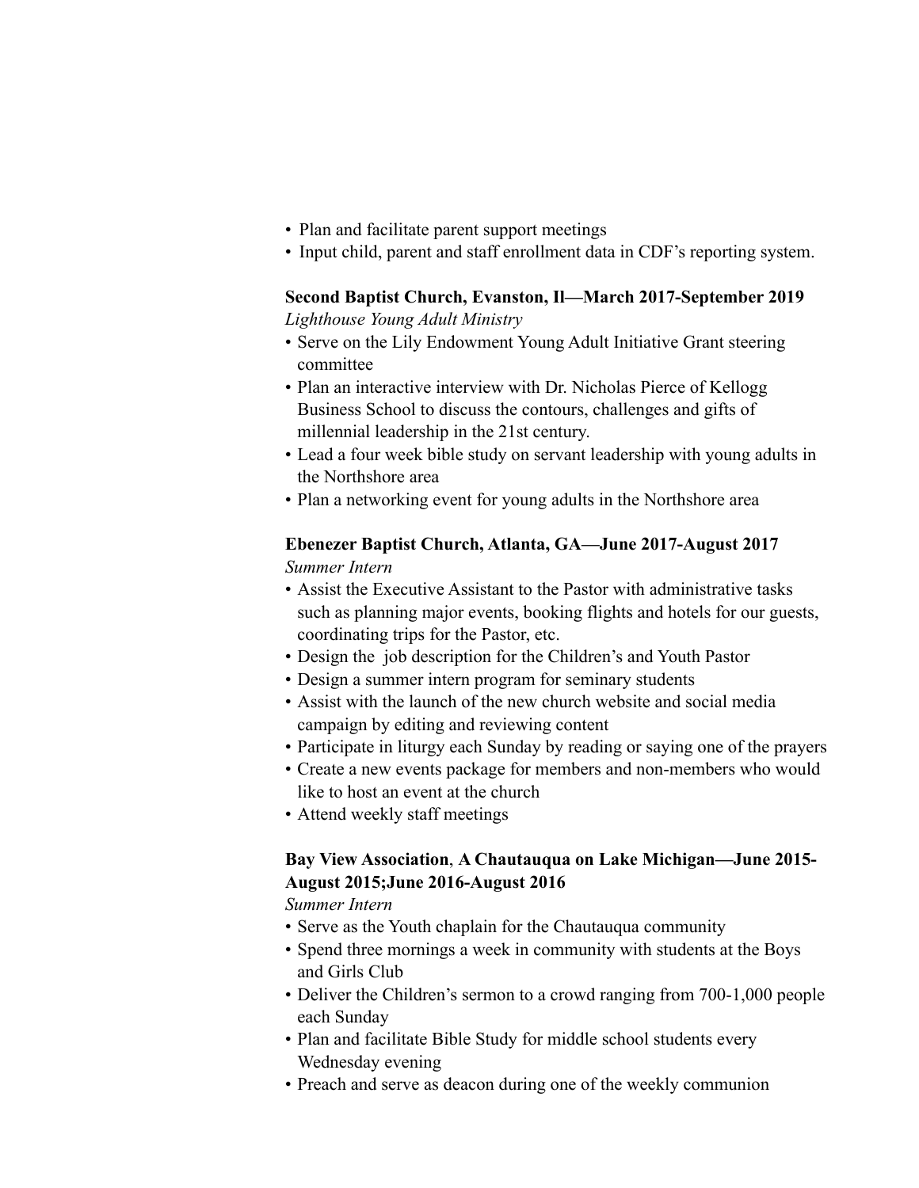- Plan and facilitate parent support meetings
- Input child, parent and staff enrollment data in CDF's reporting system.

**Second Baptist Church, Evanston, Il—March 2017-September 2019**

*Lighthouse Young Adult Ministry*

- Serve on the Lily Endowment Young Adult Initiative Grant steering committee
- Plan an interactive interview with Dr. Nicholas Pierce of Kellogg Business School to discuss the contours, challenges and gifts of millennial leadership in the 21st century.
- Lead a four week bible study on servant leadership with young adults in the Northshore area
- Plan a networking event for young adults in the Northshore area

**Ebenezer Baptist Church, Atlanta, GA—June 2017-August 2017**

*Summer Intern*

- Assist the Executive Assistant to the Pastor with administrative tasks such as planning major events, booking flights and hotels for our guests, coordinating trips for the Pastor, etc.
- Design the job description for the Children's and Youth Pastor
- Design a summer intern program for seminary students
- Assist with the launch of the new church website and social media campaign by editing and reviewing content
- Participate in liturgy each Sunday by reading or saying one of the prayers
- Create a new events package for members and non-members who would like to host an event at the church
- Attend weekly staff meetings

**Bay View Association**, **A Chautauqua on Lake Michigan—June 2015-August 2015;June 2016-August 2016**

*Summer Intern*

- Serve as the Youth chaplain for the Chautauqua community
- Spend three mornings a week in community with students at the Boys and Girls Club
- Deliver the Children's sermon to a crowd ranging from 700-1,000 people each Sunday
- Plan and facilitate Bible Study for middle school students every Wednesday evening
- Preach and serve as deacon during one of the weekly communion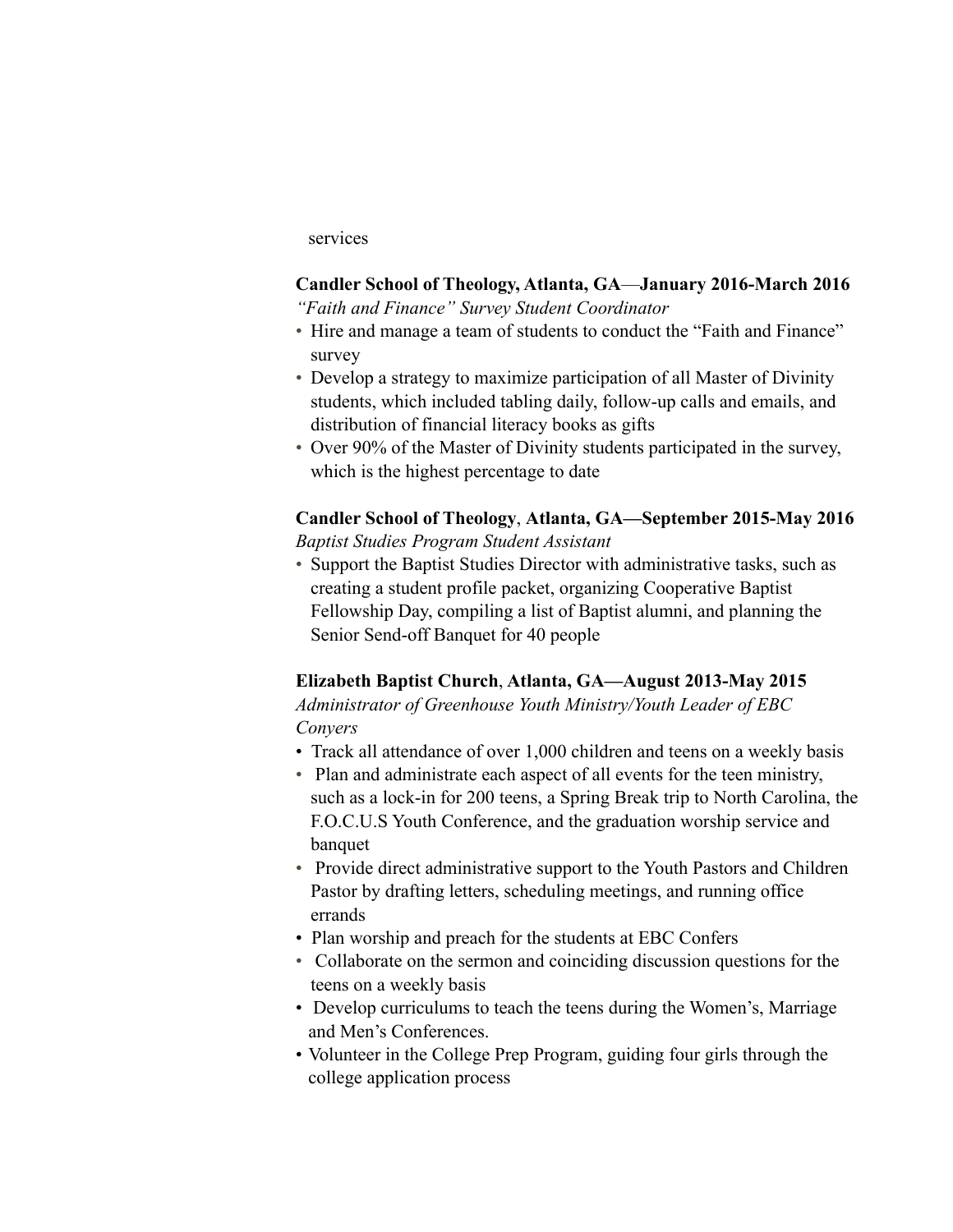services

**Candler School of Theology, Atlanta, GA—January 2016-March 2016**
*"Faith and Finance" Survey Student Coordinator*

- Hire and manage a team of students to conduct the "Faith and Finance" survey
- Develop a strategy to maximize participation of all Master of Divinity students, which included tabling daily, follow-up calls and emails, and distribution of financial literacy books as gifts
- Over 90% of the Master of Divinity students participated in the survey, which is the highest percentage to date

**Candler School of Theology, Atlanta, GA—September 2015-May 2016**
*Baptist Studies Program Student Assistant*

- Support the Baptist Studies Director with administrative tasks, such as creating a student profile packet, organizing Cooperative Baptist Fellowship Day, compiling a list of Baptist alumni, and planning the Senior Send-off Banquet for 40 people

**Elizabeth Baptist Church, Atlanta, GA—August 2013-May 2015**
*Administrator of Greenhouse Youth Ministry/Youth Leader of EBC Conyers*

- Track all attendance of over 1,000 children and teens on a weekly basis
- Plan and administrate each aspect of all events for the teen ministry, such as a lock-in for 200 teens, a Spring Break trip to North Carolina, the F.O.C.U.S Youth Conference, and the graduation worship service and banquet
- Provide direct administrative support to the Youth Pastors and Children Pastor by drafting letters, scheduling meetings, and running office errands
- Plan worship and preach for the students at EBC Confers
- Collaborate on the sermon and coinciding discussion questions for the teens on a weekly basis
- Develop curriculums to teach the teens during the Women's, Marriage and Men's Conferences.
- Volunteer in the College Prep Program, guiding four girls through the college application process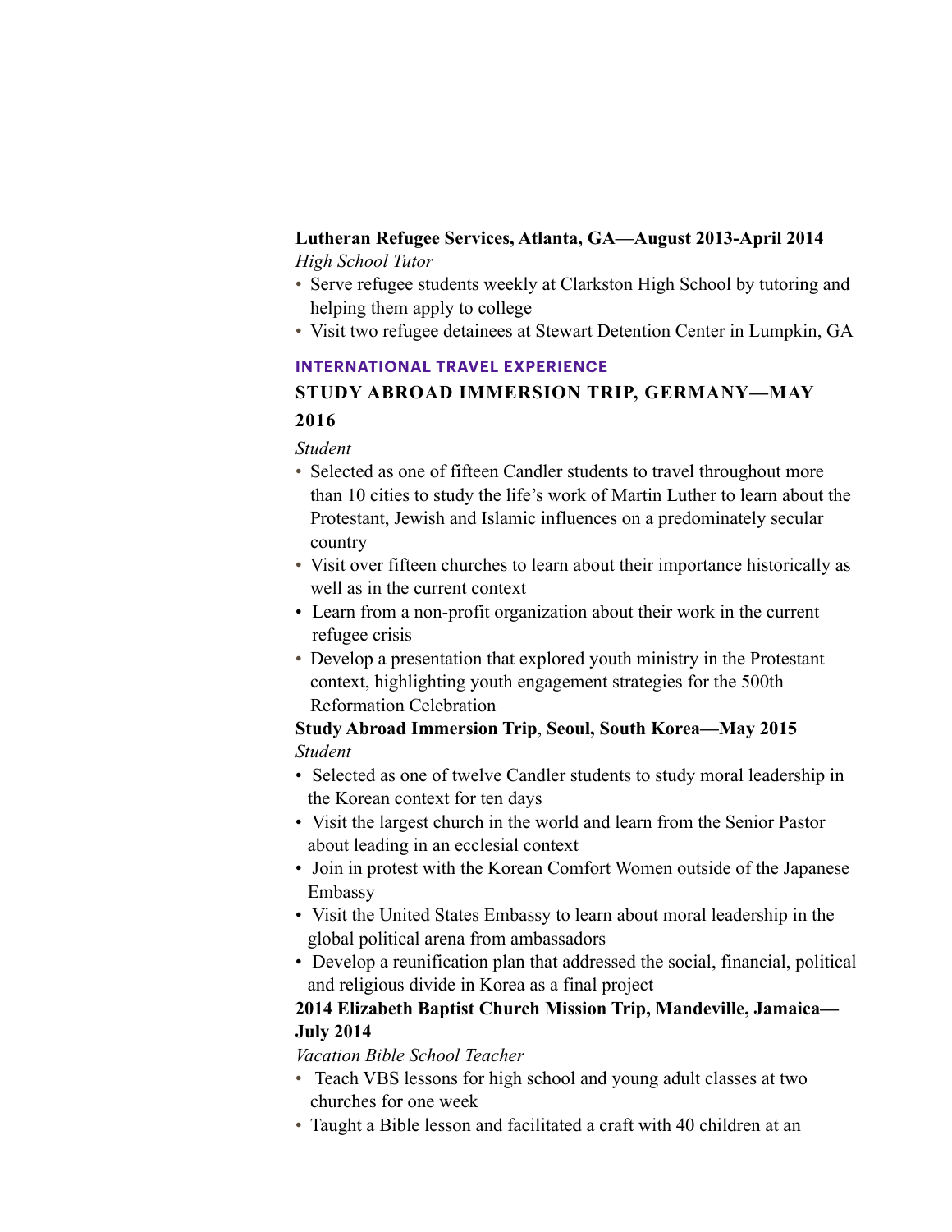**Lutheran Refugee Services, Atlanta, GA—August 2013-April 2014**
*High School Tutor*

- Serve refugee students weekly at Clarkston High School by tutoring and helping them apply to college
- Visit two refugee detainees at Stewart Detention Center in Lumpkin, GA

## INTERNATIONAL TRAVEL EXPERIENCE

### STUDY ABROAD IMMERSION TRIP, GERMANY—MAY 2016

*Student*

- Selected as one of fifteen Candler students to travel throughout more than 10 cities to study the life's work of Martin Luther to learn about the Protestant, Jewish and Islamic influences on a predominately secular country
- Visit over fifteen churches to learn about their importance historically as well as in the current context
- Learn from a non-profit organization about their work in the current refugee crisis
- Develop a presentation that explored youth ministry in the Protestant context, highlighting youth engagement strategies for the 500th Reformation Celebration

**Study Abroad Immersion Trip, Seoul, South Korea—May 2015**
*Student*

- Selected as one of twelve Candler students to study moral leadership in the Korean context for ten days
- Visit the largest church in the world and learn from the Senior Pastor about leading in an ecclesial context
- Join in protest with the Korean Comfort Women outside of the Japanese Embassy
- Visit the United States Embassy to learn about moral leadership in the global political arena from ambassadors
- Develop a reunification plan that addressed the social, financial, political and religious divide in Korea as a final project

**2014 Elizabeth Baptist Church Mission Trip, Mandeville, Jamaica—July 2014**

*Vacation Bible School Teacher*

- Teach VBS lessons for high school and young adult classes at two churches for one week
- Taught a Bible lesson and facilitated a craft with 40 children at an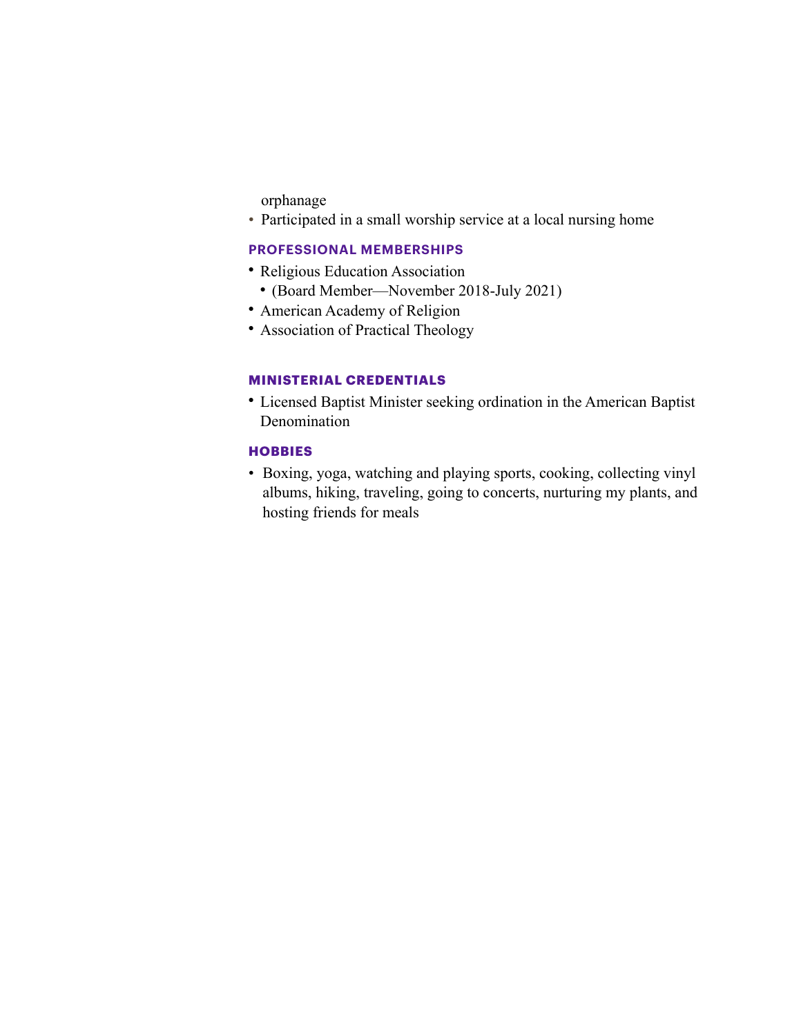orphanage

- Participated in a small worship service at a local nursing home

## PROFESSIONAL MEMBERSHIPS

- Religious Education Association
  - (Board Member—November 2018-July 2021)
- American Academy of Religion
- Association of Practical Theology

## MINISTERIAL CREDENTIALS

- Licensed Baptist Minister seeking ordination in the American Baptist Denomination

## HOBBIES

- Boxing, yoga, watching and playing sports, cooking, collecting vinyl albums, hiking, traveling, going to concerts, nurturing my plants, and hosting friends for meals